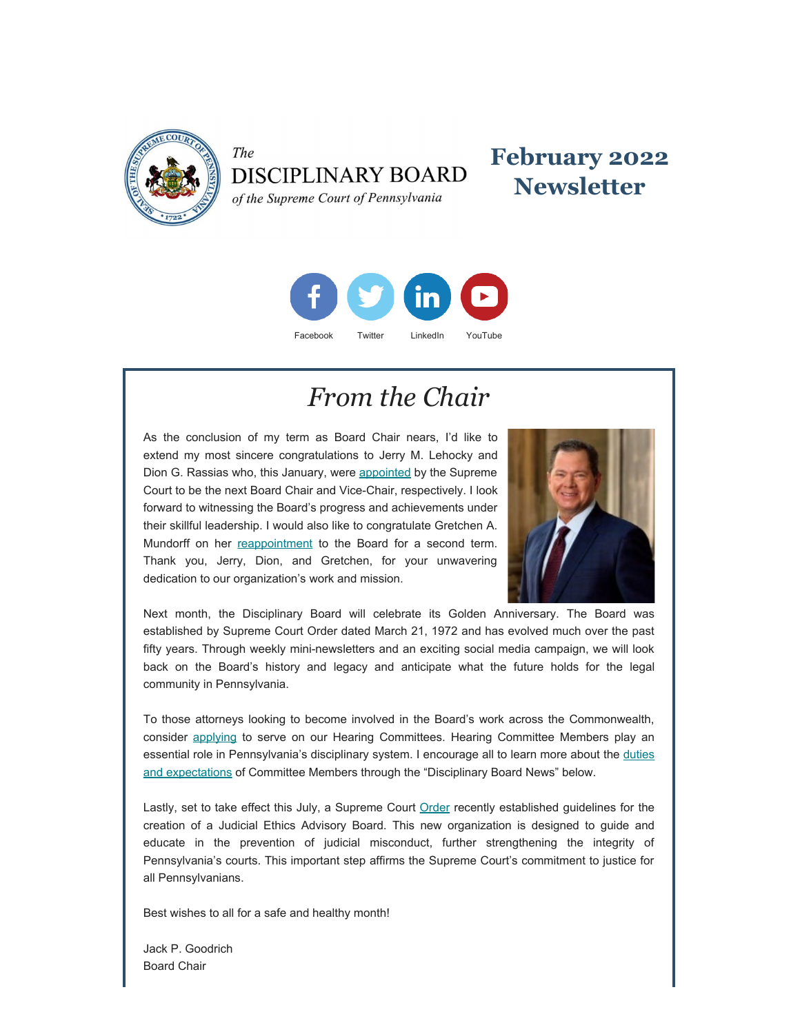*The*
DISCIPLINARY BOARD
*of the Supreme Court of Pennsylvania*

# February 2022 Newsletter

Facebook Twitter LinkedIn YouTube

## *From the Chair*

As the conclusion of my term as Board Chair nears, I'd like to extend my most sincere congratulations to Jerry M. Lehocky and Dion G. Rassias who, this January, were appointed by the Supreme Court to be the next Board Chair and Vice-Chair, respectively. I look forward to witnessing the Board's progress and achievements under their skillful leadership. I would also like to congratulate Gretchen A. Mundorff on her reappointment to the Board for a second term. Thank you, Jerry, Dion, and Gretchen, for your unwavering dedication to our organization's work and mission.

Next month, the Disciplinary Board will celebrate its Golden Anniversary. The Board was established by Supreme Court Order dated March 21, 1972 and has evolved much over the past fifty years. Through weekly mini-newsletters and an exciting social media campaign, we will look back on the Board's history and legacy and anticipate what the future holds for the legal community in Pennsylvania.

To those attorneys looking to become involved in the Board's work across the Commonwealth, consider applying to serve on our Hearing Committees. Hearing Committee Members play an essential role in Pennsylvania's disciplinary system. I encourage all to learn more about the duties and expectations of Committee Members through the "Disciplinary Board News" below.

Lastly, set to take effect this July, a Supreme Court Order recently established guidelines for the creation of a Judicial Ethics Advisory Board. This new organization is designed to guide and educate in the prevention of judicial misconduct, further strengthening the integrity of Pennsylvania's courts. This important step affirms the Supreme Court's commitment to justice for all Pennsylvanians.

Best wishes to all for a safe and healthy month!

Jack P. Goodrich
Board Chair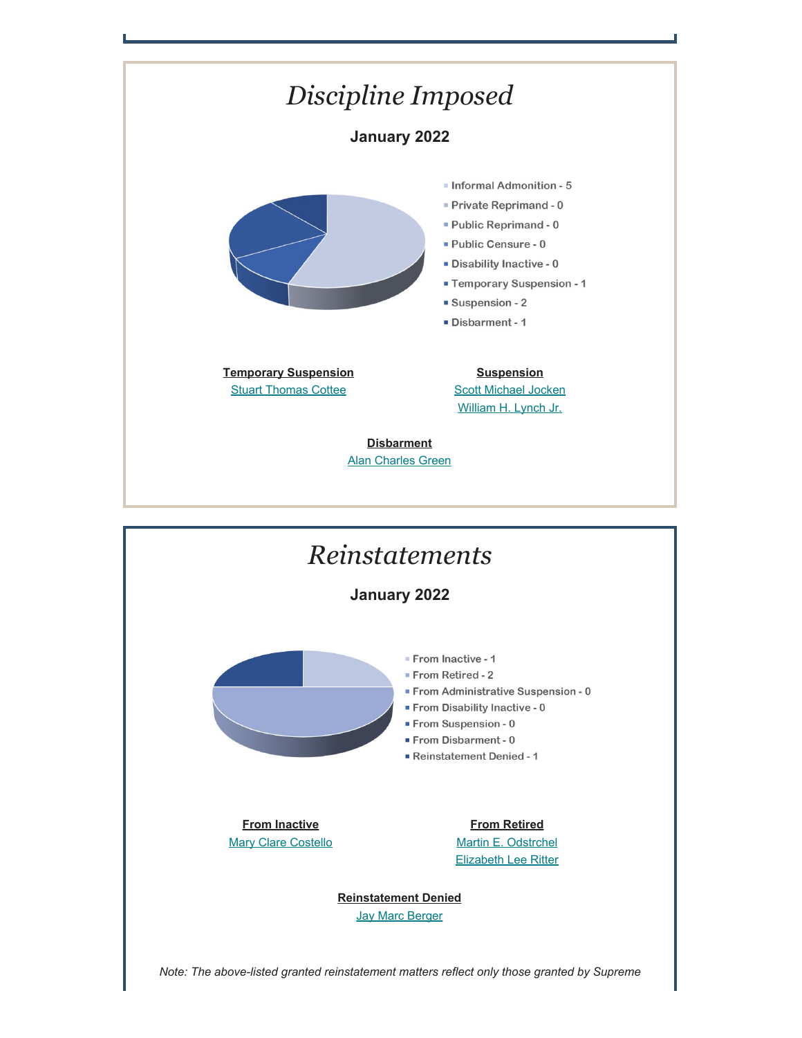# *Discipline Imposed*

**January 2022**

- Informal Admonition - 5
- Private Reprimand - 0
- Public Reprimand - 0
- Public Censure - 0
- Disability Inactive - 0
- Temporary Suspension - 1
- Suspension - 2
- Disbarment - 1

**Temporary Suspension**

Stuart Thomas Cottee

**Suspension**

Scott Michael Jocken

William H. Lynch Jr.

**Disbarment**

Alan Charles Green

# *Reinstatements*

**January 2022**

- From Inactive - 1
- From Retired - 2
- From Administrative Suspension - 0
- From Disability Inactive - 0
- From Suspension - 0
- From Disbarment - 0
- Reinstatement Denied - 1

**From Inactive**

Mary Clare Costello

**From Retired**

Martin E. Odstrchel

Elizabeth Lee Ritter

**Reinstatement Denied**

Jay Marc Berger

*Note: The above-listed granted reinstatement matters reflect only those granted by Supreme*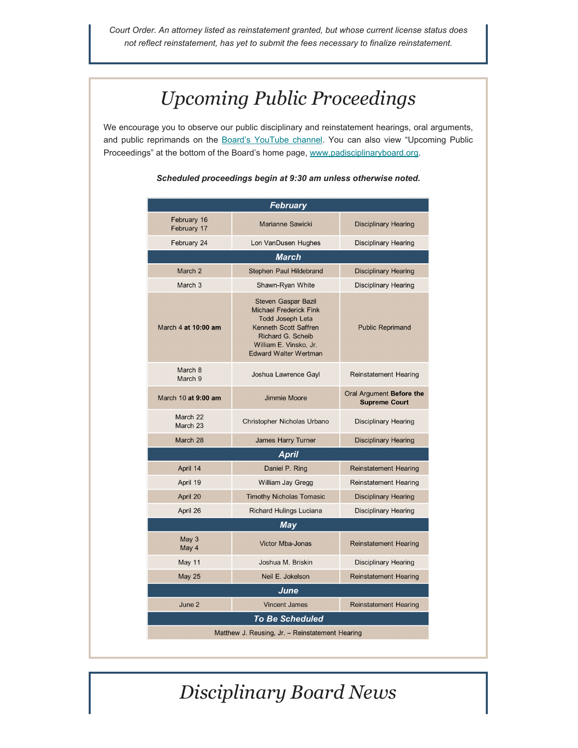*Court Order. An attorney listed as reinstatement granted, but whose current license status does not reflect reinstatement, has yet to submit the fees necessary to finalize reinstatement.*

# *Upcoming Public Proceedings*

We encourage you to observe our public disciplinary and reinstatement hearings, oral arguments, and public reprimands on the Board's YouTube channel. You can also view "Upcoming Public Proceedings" at the bottom of the Board's home page, www.padisciplinaryboard.org.

***Scheduled proceedings begin at 9:30 am unless otherwise noted.***

| Date | Name | Proceeding |
|---|---|---|
| ***February*** | | |
| February 16, February 17 | Marianne Sawicki | Disciplinary Hearing |
| February 24 | Lon VanDusen Hughes | Disciplinary Hearing |
| ***March*** | | |
| March 2 | Stephen Paul Hildebrand | Disciplinary Hearing |
| March 3 | Shawn-Ryan White | Disciplinary Hearing |
| March 4 **at 10:00 am** | Steven Gaspar Bazil, Michael Frederick Fink, Todd Joseph Leta, Kenneth Scott Saffren, Richard G. Scheib, William E. Vinsko, Jr., Edward Walter Wertman | Public Reprimand |
| March 8, March 9 | Joshua Lawrence Gayl | Reinstatement Hearing |
| March 10 **at 9:00 am** | Jimmie Moore | Oral Argument **Before the Supreme Court** |
| March 22, March 23 | Christopher Nicholas Urbano | Disciplinary Hearing |
| March 28 | James Harry Turner | Disciplinary Hearing |
| ***April*** | | |
| April 14 | Daniel P. Ring | Reinstatement Hearing |
| April 19 | William Jay Gregg | Reinstatement Hearing |
| April 20 | Timothy Nicholas Tomasic | Disciplinary Hearing |
| April 26 | Richard Hulings Luciana | Disciplinary Hearing |
| ***May*** | | |
| May 3, May 4 | Victor Mba-Jonas | Reinstatement Hearing |
| May 11 | Joshua M. Briskin | Disciplinary Hearing |
| May 25 | Neil E. Jokelson | Reinstatement Hearing |
| ***June*** | | |
| June 2 | Vincent James | Reinstatement Hearing |
| ***To Be Scheduled*** | | |
| Matthew J. Reusing, Jr. – Reinstatement Hearing | | |

# *Disciplinary Board News*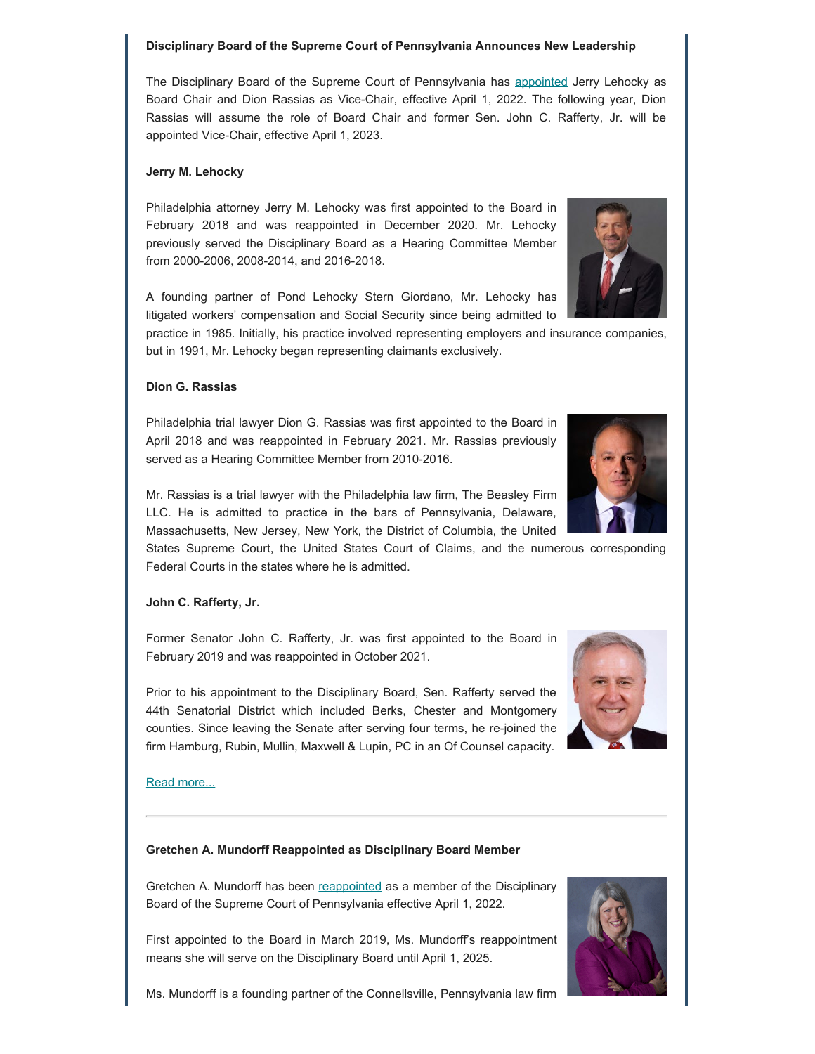**Disciplinary Board of the Supreme Court of Pennsylvania Announces New Leadership**

The Disciplinary Board of the Supreme Court of Pennsylvania has appointed Jerry Lehocky as Board Chair and Dion Rassias as Vice-Chair, effective April 1, 2022. The following year, Dion Rassias will assume the role of Board Chair and former Sen. John C. Rafferty, Jr. will be appointed Vice-Chair, effective April 1, 2023.

**Jerry M. Lehocky**

Philadelphia attorney Jerry M. Lehocky was first appointed to the Board in February 2018 and was reappointed in December 2020. Mr. Lehocky previously served the Disciplinary Board as a Hearing Committee Member from 2000-2006, 2008-2014, and 2016-2018.

A founding partner of Pond Lehocky Stern Giordano, Mr. Lehocky has litigated workers' compensation and Social Security since being admitted to practice in 1985. Initially, his practice involved representing employers and insurance companies, but in 1991, Mr. Lehocky began representing claimants exclusively.

**Dion G. Rassias**

Philadelphia trial lawyer Dion G. Rassias was first appointed to the Board in April 2018 and was reappointed in February 2021. Mr. Rassias previously served as a Hearing Committee Member from 2010-2016.

Mr. Rassias is a trial lawyer with the Philadelphia law firm, The Beasley Firm LLC. He is admitted to practice in the bars of Pennsylvania, Delaware, Massachusetts, New Jersey, New York, the District of Columbia, the United States Supreme Court, the United States Court of Claims, and the numerous corresponding Federal Courts in the states where he is admitted.

**John C. Rafferty, Jr.**

Former Senator John C. Rafferty, Jr. was first appointed to the Board in February 2019 and was reappointed in October 2021.

Prior to his appointment to the Disciplinary Board, Sen. Rafferty served the 44th Senatorial District which included Berks, Chester and Montgomery counties. Since leaving the Senate after serving four terms, he re-joined the firm Hamburg, Rubin, Mullin, Maxwell & Lupin, PC in an Of Counsel capacity.

Read more...

---

**Gretchen A. Mundorff Reappointed as Disciplinary Board Member**

Gretchen A. Mundorff has been reappointed as a member of the Disciplinary Board of the Supreme Court of Pennsylvania effective April 1, 2022.

First appointed to the Board in March 2019, Ms. Mundorff's reappointment means she will serve on the Disciplinary Board until April 1, 2025.

Ms. Mundorff is a founding partner of the Connellsville, Pennsylvania law firm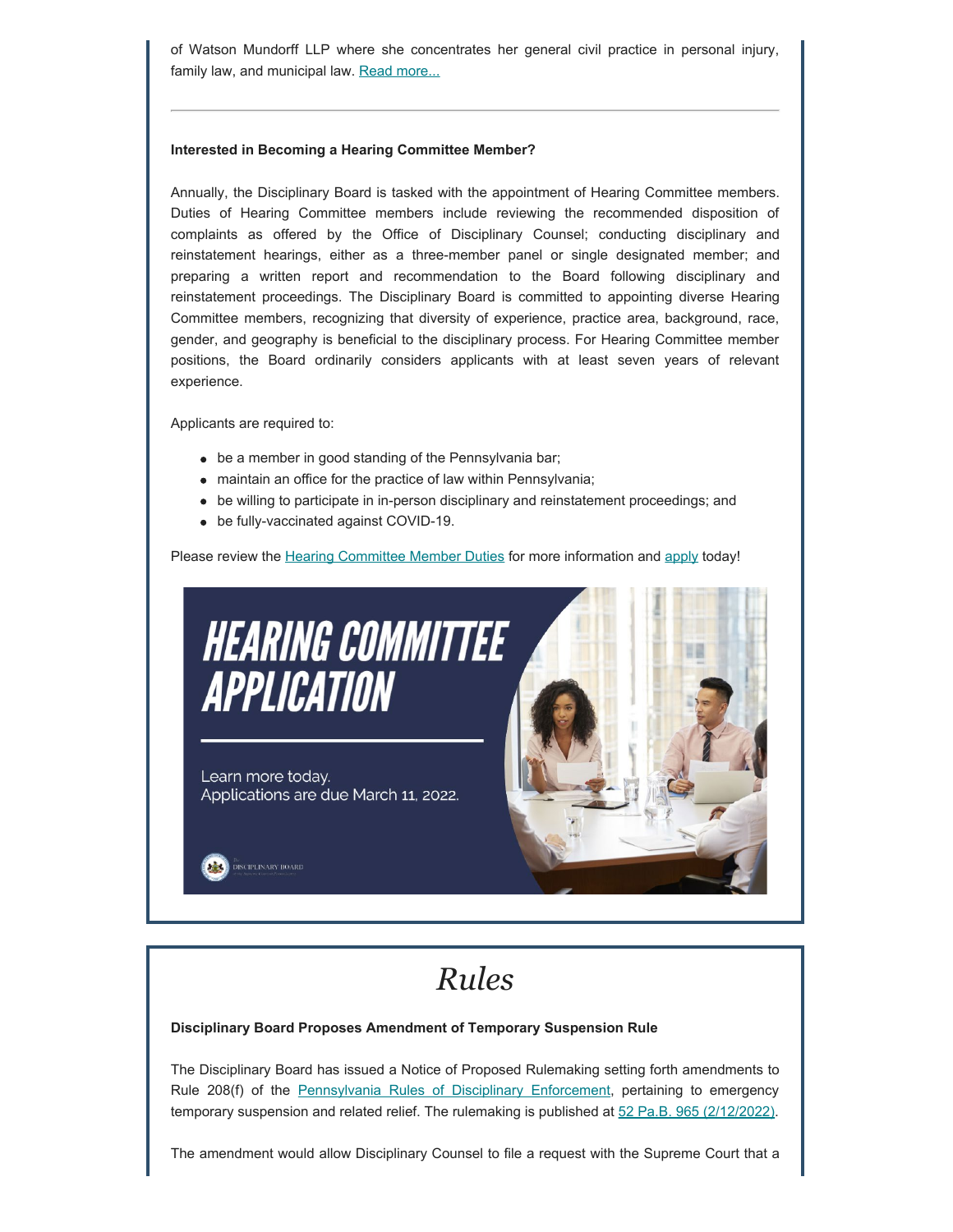of Watson Mundorff LLP where she concentrates her general civil practice in personal injury, family law, and municipal law. Read more...

---

**Interested in Becoming a Hearing Committee Member?**

Annually, the Disciplinary Board is tasked with the appointment of Hearing Committee members. Duties of Hearing Committee members include reviewing the recommended disposition of complaints as offered by the Office of Disciplinary Counsel; conducting disciplinary and reinstatement hearings, either as a three-member panel or single designated member; and preparing a written report and recommendation to the Board following disciplinary and reinstatement proceedings. The Disciplinary Board is committed to appointing diverse Hearing Committee members, recognizing that diversity of experience, practice area, background, race, gender, and geography is beneficial to the disciplinary process. For Hearing Committee member positions, the Board ordinarily considers applicants with at least seven years of relevant experience.

Applicants are required to:

- be a member in good standing of the Pennsylvania bar;
- maintain an office for the practice of law within Pennsylvania;
- be willing to participate in in-person disciplinary and reinstatement proceedings; and
- be fully-vaccinated against COVID-19.

Please review the Hearing Committee Member Duties for more information and apply today!

**HEARING COMMITTEE APPLICATION**

Learn more today.
Applications are due March 11, 2022.

# *Rules*

**Disciplinary Board Proposes Amendment of Temporary Suspension Rule**

The Disciplinary Board has issued a Notice of Proposed Rulemaking setting forth amendments to Rule 208(f) of the Pennsylvania Rules of Disciplinary Enforcement, pertaining to emergency temporary suspension and related relief. The rulemaking is published at 52 Pa.B. 965 (2/12/2022).

The amendment would allow Disciplinary Counsel to file a request with the Supreme Court that a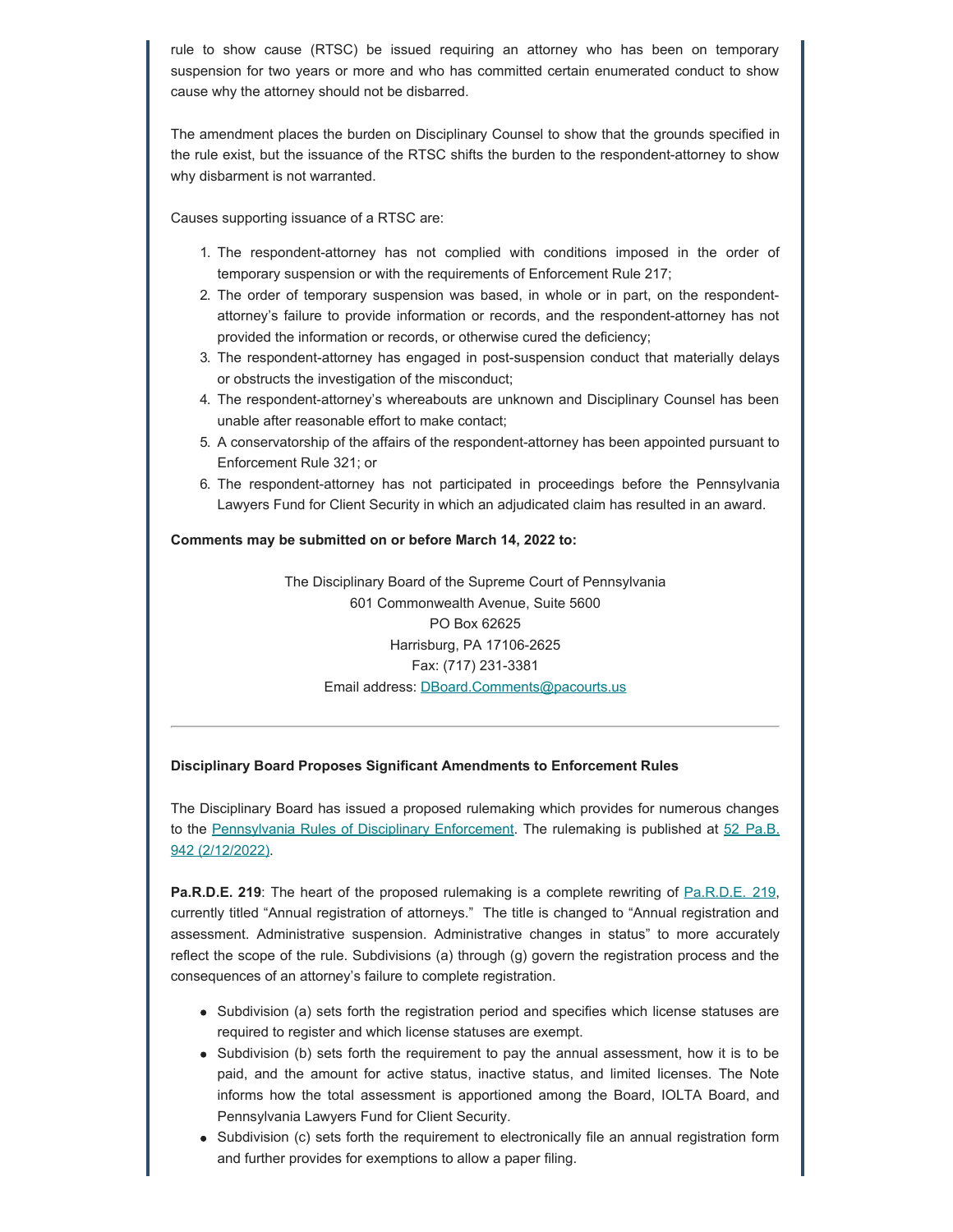rule to show cause (RTSC) be issued requiring an attorney who has been on temporary suspension for two years or more and who has committed certain enumerated conduct to show cause why the attorney should not be disbarred.

The amendment places the burden on Disciplinary Counsel to show that the grounds specified in the rule exist, but the issuance of the RTSC shifts the burden to the respondent-attorney to show why disbarment is not warranted.

Causes supporting issuance of a RTSC are:

1. The respondent-attorney has not complied with conditions imposed in the order of temporary suspension or with the requirements of Enforcement Rule 217;
2. The order of temporary suspension was based, in whole or in part, on the respondent-attorney's failure to provide information or records, and the respondent-attorney has not provided the information or records, or otherwise cured the deficiency;
3. The respondent-attorney has engaged in post-suspension conduct that materially delays or obstructs the investigation of the misconduct;
4. The respondent-attorney's whereabouts are unknown and Disciplinary Counsel has been unable after reasonable effort to make contact;
5. A conservatorship of the affairs of the respondent-attorney has been appointed pursuant to Enforcement Rule 321; or
6. The respondent-attorney has not participated in proceedings before the Pennsylvania Lawyers Fund for Client Security in which an adjudicated claim has resulted in an award.

**Comments may be submitted on or before March 14, 2022 to:**

The Disciplinary Board of the Supreme Court of Pennsylvania
601 Commonwealth Avenue, Suite 5600
PO Box 62625
Harrisburg, PA 17106-2625
Fax: (717) 231-3381
Email address: DBoard.Comments@pacourts.us

---

**Disciplinary Board Proposes Significant Amendments to Enforcement Rules**

The Disciplinary Board has issued a proposed rulemaking which provides for numerous changes to the Pennsylvania Rules of Disciplinary Enforcement. The rulemaking is published at 52 Pa.B. 942 (2/12/2022).

**Pa.R.D.E. 219**: The heart of the proposed rulemaking is a complete rewriting of Pa.R.D.E. 219, currently titled "Annual registration of attorneys." The title is changed to "Annual registration and assessment. Administrative suspension. Administrative changes in status" to more accurately reflect the scope of the rule. Subdivisions (a) through (g) govern the registration process and the consequences of an attorney's failure to complete registration.

- Subdivision (a) sets forth the registration period and specifies which license statuses are required to register and which license statuses are exempt.
- Subdivision (b) sets forth the requirement to pay the annual assessment, how it is to be paid, and the amount for active status, inactive status, and limited licenses. The Note informs how the total assessment is apportioned among the Board, IOLTA Board, and Pennsylvania Lawyers Fund for Client Security.
- Subdivision (c) sets forth the requirement to electronically file an annual registration form and further provides for exemptions to allow a paper filing.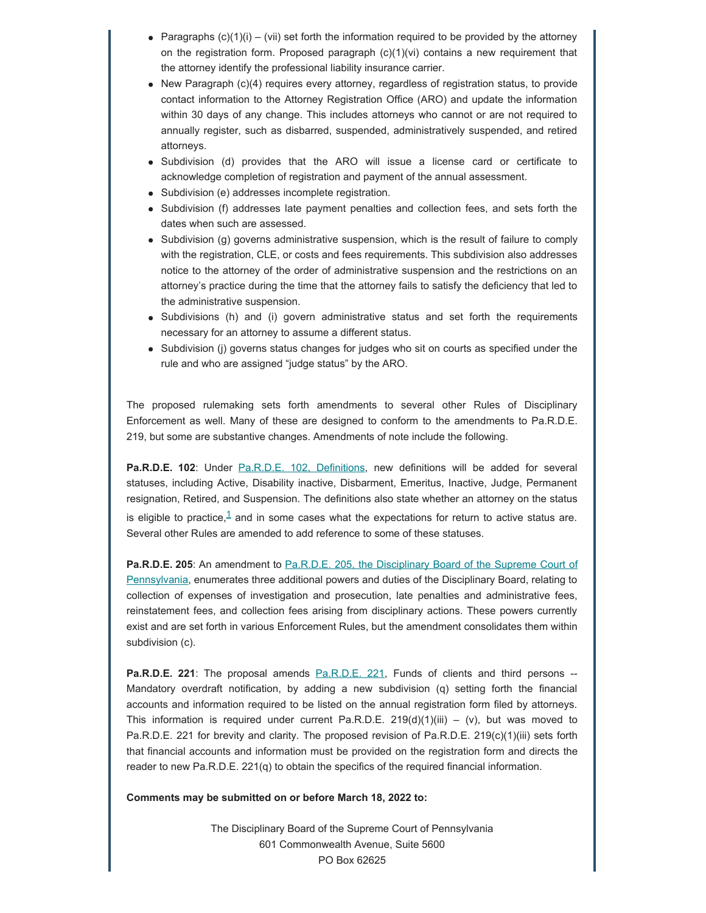- Paragraphs (c)(1)(i) – (vii) set forth the information required to be provided by the attorney on the registration form. Proposed paragraph (c)(1)(vi) contains a new requirement that the attorney identify the professional liability insurance carrier.
- New Paragraph (c)(4) requires every attorney, regardless of registration status, to provide contact information to the Attorney Registration Office (ARO) and update the information within 30 days of any change. This includes attorneys who cannot or are not required to annually register, such as disbarred, suspended, administratively suspended, and retired attorneys.
- Subdivision (d) provides that the ARO will issue a license card or certificate to acknowledge completion of registration and payment of the annual assessment.
- Subdivision (e) addresses incomplete registration.
- Subdivision (f) addresses late payment penalties and collection fees, and sets forth the dates when such are assessed.
- Subdivision (g) governs administrative suspension, which is the result of failure to comply with the registration, CLE, or costs and fees requirements. This subdivision also addresses notice to the attorney of the order of administrative suspension and the restrictions on an attorney's practice during the time that the attorney fails to satisfy the deficiency that led to the administrative suspension.
- Subdivisions (h) and (i) govern administrative status and set forth the requirements necessary for an attorney to assume a different status.
- Subdivision (j) governs status changes for judges who sit on courts as specified under the rule and who are assigned "judge status" by the ARO.

The proposed rulemaking sets forth amendments to several other Rules of Disciplinary Enforcement as well. Many of these are designed to conform to the amendments to Pa.R.D.E. 219, but some are substantive changes. Amendments of note include the following.

**Pa.R.D.E. 102**: Under Pa.R.D.E. 102, Definitions, new definitions will be added for several statuses, including Active, Disability inactive, Disbarment, Emeritus, Inactive, Judge, Permanent resignation, Retired, and Suspension. The definitions also state whether an attorney on the status is eligible to practice,[1] and in some cases what the expectations for return to active status are. Several other Rules are amended to add reference to some of these statuses.

**Pa.R.D.E. 205**: An amendment to Pa.R.D.E. 205, the Disciplinary Board of the Supreme Court of Pennsylvania, enumerates three additional powers and duties of the Disciplinary Board, relating to collection of expenses of investigation and prosecution, late penalties and administrative fees, reinstatement fees, and collection fees arising from disciplinary actions. These powers currently exist and are set forth in various Enforcement Rules, but the amendment consolidates them within subdivision (c).

**Pa.R.D.E. 221**: The proposal amends Pa.R.D.E. 221, Funds of clients and third persons -- Mandatory overdraft notification, by adding a new subdivision (q) setting forth the financial accounts and information required to be listed on the annual registration form filed by attorneys. This information is required under current Pa.R.D.E. 219(d)(1)(iii) – (v), but was moved to Pa.R.D.E. 221 for brevity and clarity. The proposed revision of Pa.R.D.E. 219(c)(1)(iii) sets forth that financial accounts and information must be provided on the registration form and directs the reader to new Pa.R.D.E. 221(q) to obtain the specifics of the required financial information.

**Comments may be submitted on or before March 18, 2022 to:**

The Disciplinary Board of the Supreme Court of Pennsylvania
601 Commonwealth Avenue, Suite 5600
PO Box 62625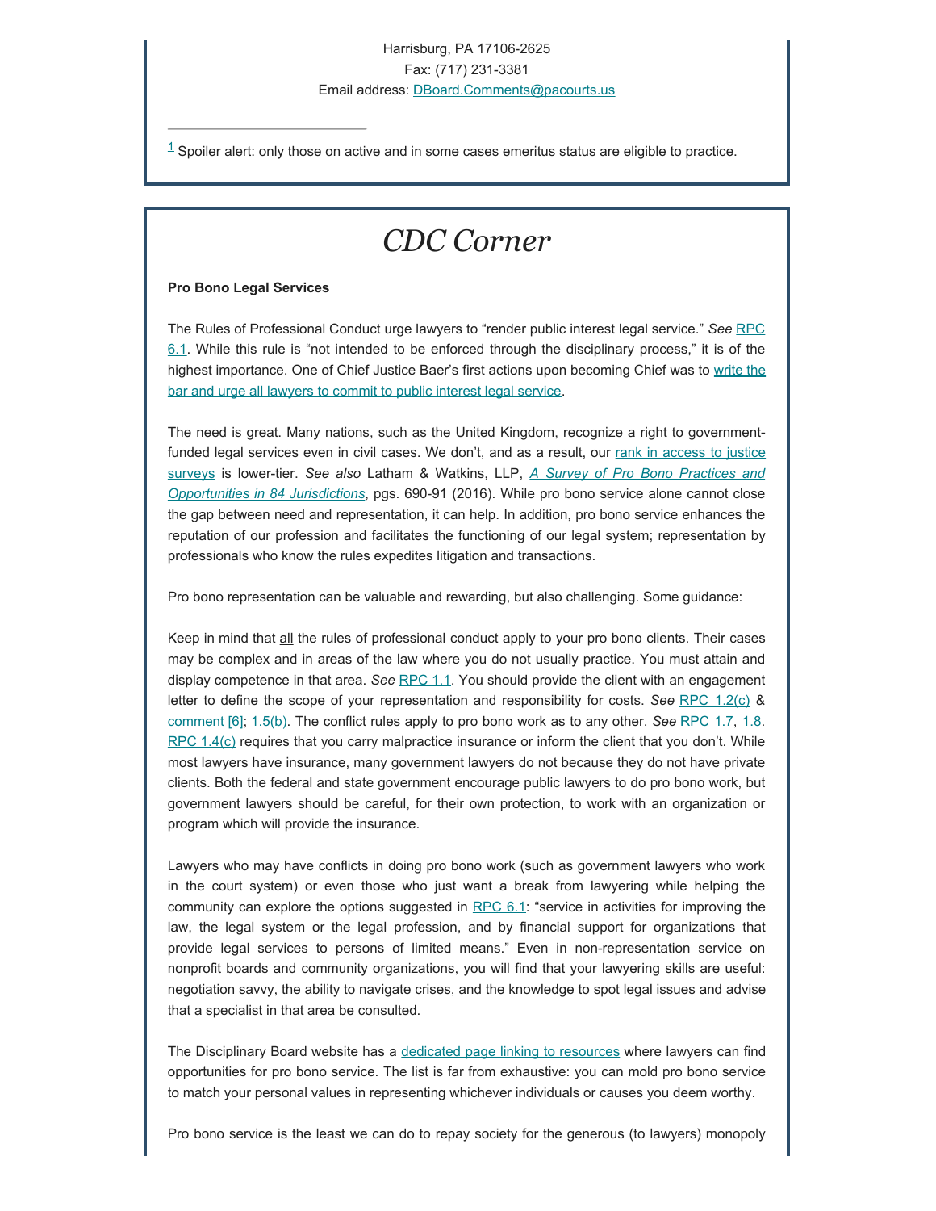Harrisburg, PA 17106-2625
Fax: (717) 231-3381
Email address: DBoard.Comments@pacourts.us

---

[1] Spoiler alert: only those on active and in some cases emeritus status are eligible to practice.

# *CDC Corner*

**Pro Bono Legal Services**

The Rules of Professional Conduct urge lawyers to "render public interest legal service." *See* RPC 6.1. While this rule is "not intended to be enforced through the disciplinary process," it is of the highest importance. One of Chief Justice Baer's first actions upon becoming Chief was to write the bar and urge all lawyers to commit to public interest legal service.

The need is great. Many nations, such as the United Kingdom, recognize a right to government-funded legal services even in civil cases. We don't, and as a result, our rank in access to justice surveys is lower-tier. *See also* Latham & Watkins, LLP, *A Survey of Pro Bono Practices and Opportunities in 84 Jurisdictions*, pgs. 690-91 (2016). While pro bono service alone cannot close the gap between need and representation, it can help. In addition, pro bono service enhances the reputation of our profession and facilitates the functioning of our legal system; representation by professionals who know the rules expedites litigation and transactions.

Pro bono representation can be valuable and rewarding, but also challenging. Some guidance:

Keep in mind that all the rules of professional conduct apply to your pro bono clients. Their cases may be complex and in areas of the law where you do not usually practice. You must attain and display competence in that area. *See* RPC 1.1. You should provide the client with an engagement letter to define the scope of your representation and responsibility for costs. *See* RPC 1.2(c) & comment [6]; 1.5(b). The conflict rules apply to pro bono work as to any other. *See* RPC 1.7, 1.8. RPC 1.4(c) requires that you carry malpractice insurance or inform the client that you don't. While most lawyers have insurance, many government lawyers do not because they do not have private clients. Both the federal and state government encourage public lawyers to do pro bono work, but government lawyers should be careful, for their own protection, to work with an organization or program which will provide the insurance.

Lawyers who may have conflicts in doing pro bono work (such as government lawyers who work in the court system) or even those who just want a break from lawyering while helping the community can explore the options suggested in RPC 6.1: "service in activities for improving the law, the legal system or the legal profession, and by financial support for organizations that provide legal services to persons of limited means." Even in non-representation service on nonprofit boards and community organizations, you will find that your lawyering skills are useful: negotiation savvy, the ability to navigate crises, and the knowledge to spot legal issues and advise that a specialist in that area be consulted.

The Disciplinary Board website has a dedicated page linking to resources where lawyers can find opportunities for pro bono service. The list is far from exhaustive: you can mold pro bono service to match your personal values in representing whichever individuals or causes you deem worthy.

Pro bono service is the least we can do to repay society for the generous (to lawyers) monopoly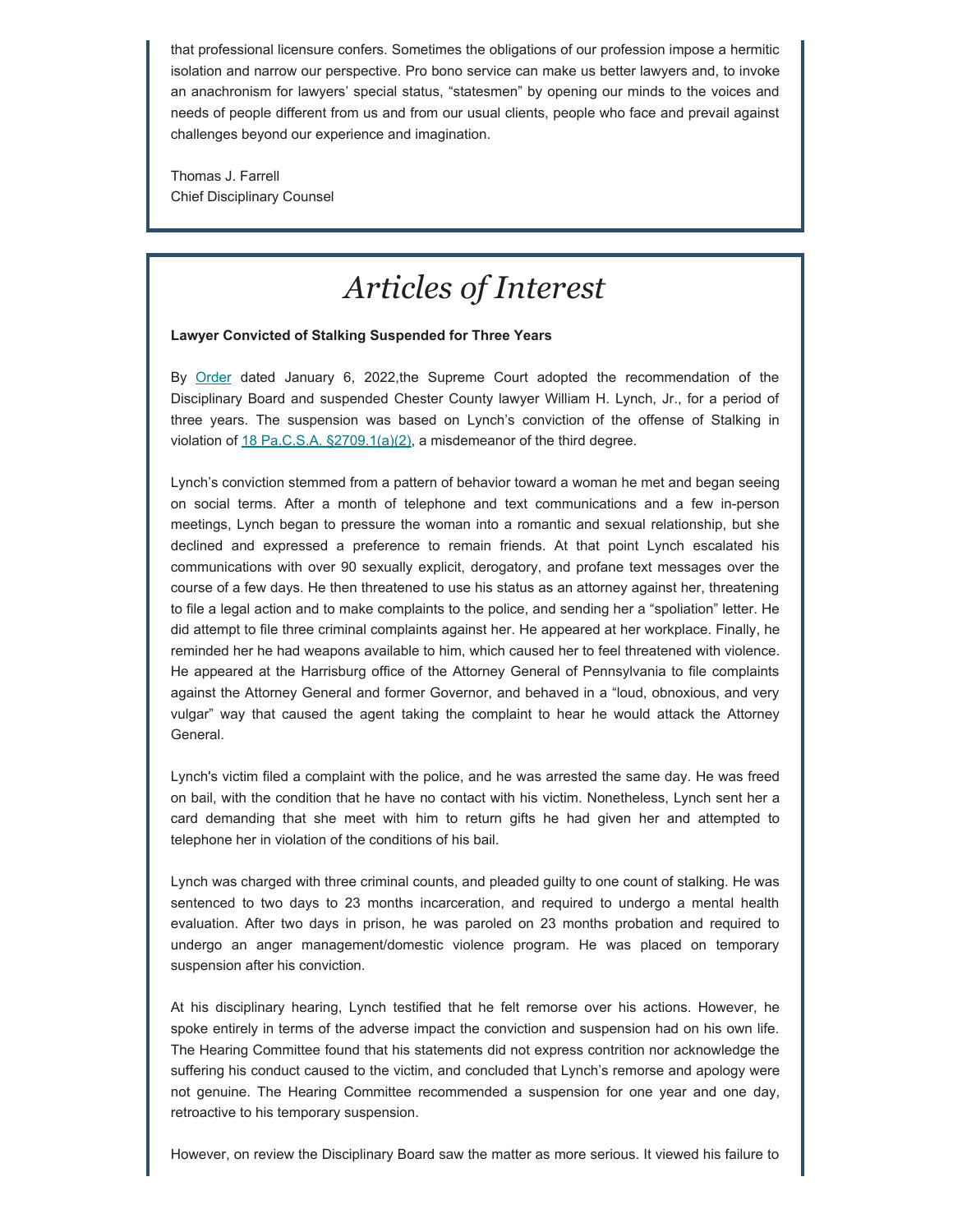that professional licensure confers. Sometimes the obligations of our profession impose a hermitic isolation and narrow our perspective. Pro bono service can make us better lawyers and, to invoke an anachronism for lawyers' special status, "statesmen" by opening our minds to the voices and needs of people different from us and from our usual clients, people who face and prevail against challenges beyond our experience and imagination.

Thomas J. Farrell
Chief Disciplinary Counsel

# *Articles of Interest*

**Lawyer Convicted of Stalking Suspended for Three Years**

By Order dated January 6, 2022,the Supreme Court adopted the recommendation of the Disciplinary Board and suspended Chester County lawyer William H. Lynch, Jr., for a period of three years. The suspension was based on Lynch's conviction of the offense of Stalking in violation of 18 Pa.C.S.A. §2709.1(a)(2), a misdemeanor of the third degree.

Lynch's conviction stemmed from a pattern of behavior toward a woman he met and began seeing on social terms. After a month of telephone and text communications and a few in-person meetings, Lynch began to pressure the woman into a romantic and sexual relationship, but she declined and expressed a preference to remain friends. At that point Lynch escalated his communications with over 90 sexually explicit, derogatory, and profane text messages over the course of a few days. He then threatened to use his status as an attorney against her, threatening to file a legal action and to make complaints to the police, and sending her a "spoliation" letter. He did attempt to file three criminal complaints against her. He appeared at her workplace. Finally, he reminded her he had weapons available to him, which caused her to feel threatened with violence. He appeared at the Harrisburg office of the Attorney General of Pennsylvania to file complaints against the Attorney General and former Governor, and behaved in a "loud, obnoxious, and very vulgar" way that caused the agent taking the complaint to hear he would attack the Attorney General.

Lynch's victim filed a complaint with the police, and he was arrested the same day. He was freed on bail, with the condition that he have no contact with his victim. Nonetheless, Lynch sent her a card demanding that she meet with him to return gifts he had given her and attempted to telephone her in violation of the conditions of his bail.

Lynch was charged with three criminal counts, and pleaded guilty to one count of stalking. He was sentenced to two days to 23 months incarceration, and required to undergo a mental health evaluation. After two days in prison, he was paroled on 23 months probation and required to undergo an anger management/domestic violence program. He was placed on temporary suspension after his conviction.

At his disciplinary hearing, Lynch testified that he felt remorse over his actions. However, he spoke entirely in terms of the adverse impact the conviction and suspension had on his own life. The Hearing Committee found that his statements did not express contrition nor acknowledge the suffering his conduct caused to the victim, and concluded that Lynch's remorse and apology were not genuine. The Hearing Committee recommended a suspension for one year and one day, retroactive to his temporary suspension.

However, on review the Disciplinary Board saw the matter as more serious. It viewed his failure to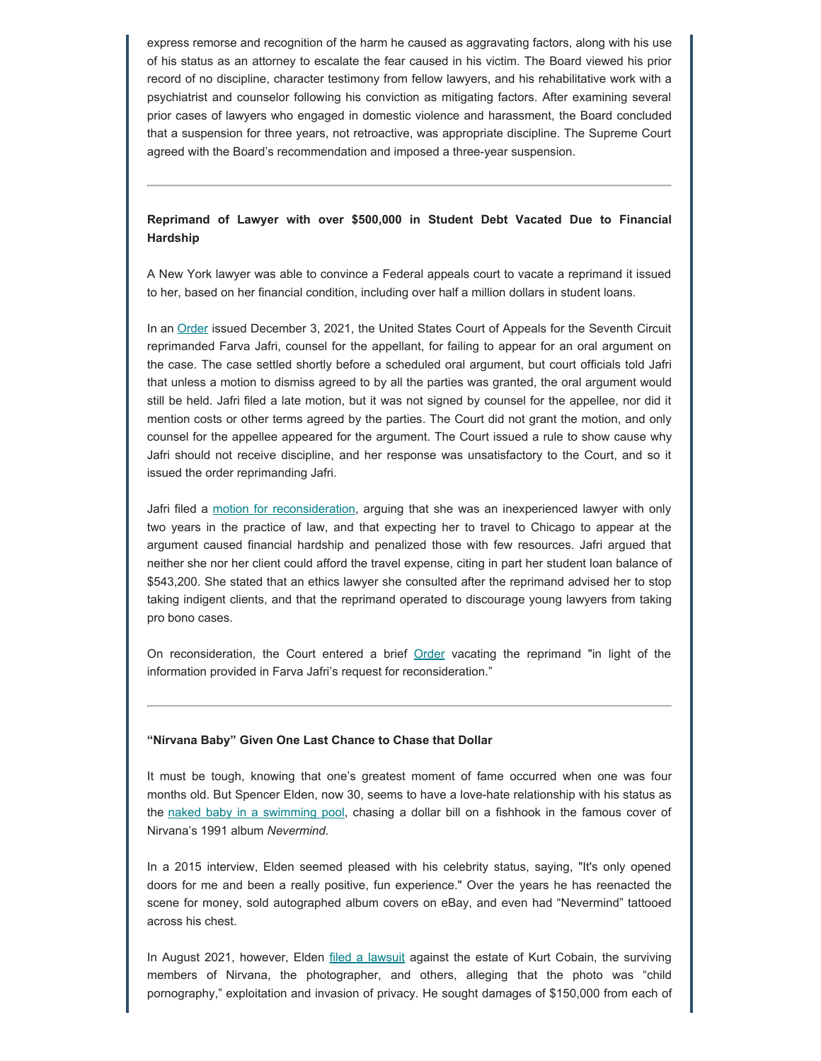express remorse and recognition of the harm he caused as aggravating factors, along with his use of his status as an attorney to escalate the fear caused in his victim. The Board viewed his prior record of no discipline, character testimony from fellow lawyers, and his rehabilitative work with a psychiatrist and counselor following his conviction as mitigating factors. After examining several prior cases of lawyers who engaged in domestic violence and harassment, the Board concluded that a suspension for three years, not retroactive, was appropriate discipline. The Supreme Court agreed with the Board's recommendation and imposed a three-year suspension.

---

**Reprimand of Lawyer with over $500,000 in Student Debt Vacated Due to Financial Hardship**

A New York lawyer was able to convince a Federal appeals court to vacate a reprimand it issued to her, based on her financial condition, including over half a million dollars in student loans.

In an Order issued December 3, 2021, the United States Court of Appeals for the Seventh Circuit reprimanded Farva Jafri, counsel for the appellant, for failing to appear for an oral argument on the case. The case settled shortly before a scheduled oral argument, but court officials told Jafri that unless a motion to dismiss agreed to by all the parties was granted, the oral argument would still be held. Jafri filed a late motion, but it was not signed by counsel for the appellee, nor did it mention costs or other terms agreed by the parties. The Court did not grant the motion, and only counsel for the appellee appeared for the argument. The Court issued a rule to show cause why Jafri should not receive discipline, and her response was unsatisfactory to the Court, and so it issued the order reprimanding Jafri.

Jafri filed a motion for reconsideration, arguing that she was an inexperienced lawyer with only two years in the practice of law, and that expecting her to travel to Chicago to appear at the argument caused financial hardship and penalized those with few resources. Jafri argued that neither she nor her client could afford the travel expense, citing in part her student loan balance of $543,200. She stated that an ethics lawyer she consulted after the reprimand advised her to stop taking indigent clients, and that the reprimand operated to discourage young lawyers from taking pro bono cases.

On reconsideration, the Court entered a brief Order vacating the reprimand "in light of the information provided in Farva Jafri's request for reconsideration."

---

**"Nirvana Baby" Given One Last Chance to Chase that Dollar**

It must be tough, knowing that one's greatest moment of fame occurred when one was four months old. But Spencer Elden, now 30, seems to have a love-hate relationship with his status as the naked baby in a swimming pool, chasing a dollar bill on a fishhook in the famous cover of Nirvana's 1991 album *Nevermind*.

In a 2015 interview, Elden seemed pleased with his celebrity status, saying, "It's only opened doors for me and been a really positive, fun experience." Over the years he has reenacted the scene for money, sold autographed album covers on eBay, and even had "Nevermind" tattooed across his chest.

In August 2021, however, Elden filed a lawsuit against the estate of Kurt Cobain, the surviving members of Nirvana, the photographer, and others, alleging that the photo was "child pornography," exploitation and invasion of privacy. He sought damages of $150,000 from each of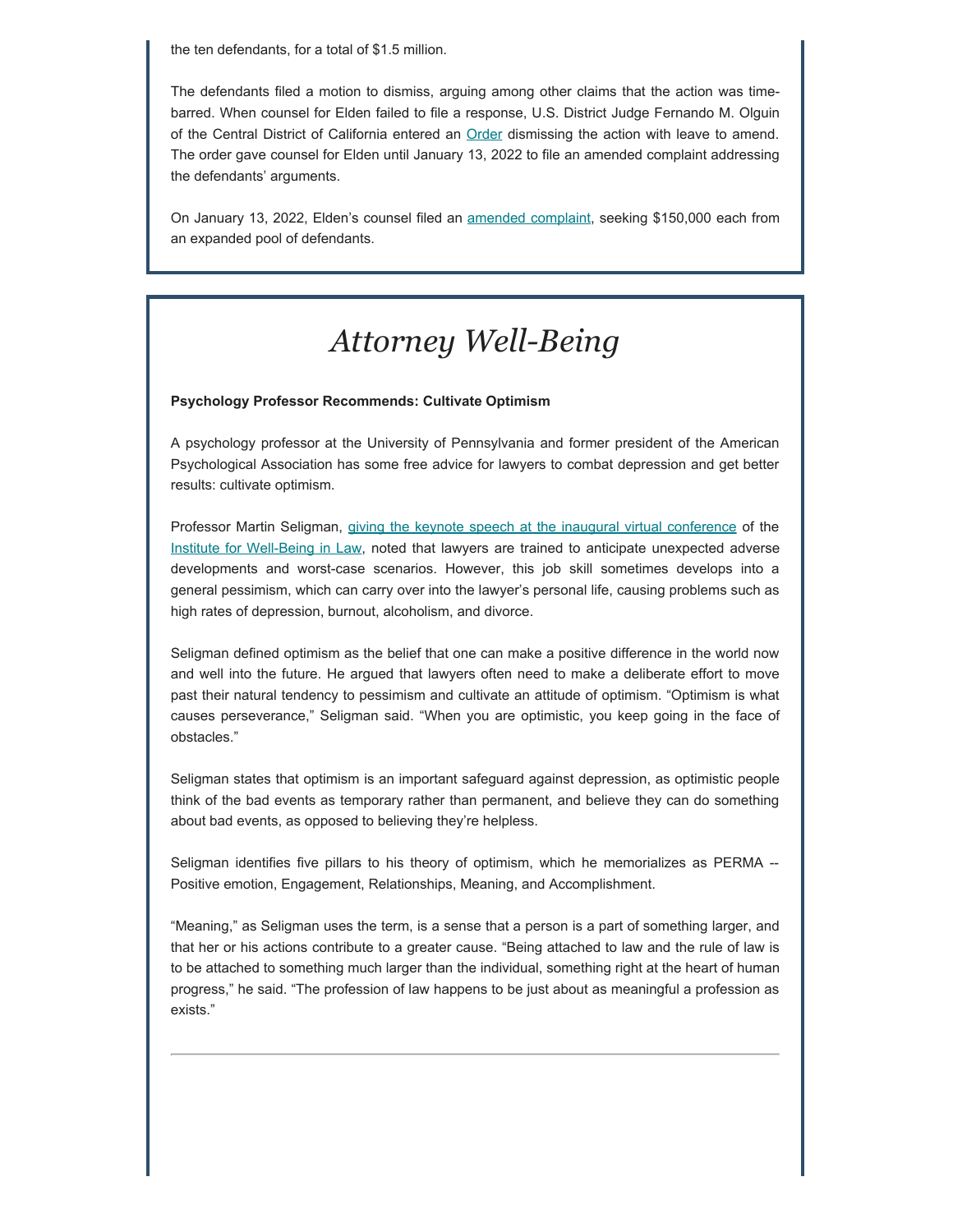the ten defendants, for a total of $1.5 million.

The defendants filed a motion to dismiss, arguing among other claims that the action was time-barred. When counsel for Elden failed to file a response, U.S. District Judge Fernando M. Olguin of the Central District of California entered an Order dismissing the action with leave to amend. The order gave counsel for Elden until January 13, 2022 to file an amended complaint addressing the defendants' arguments.

On January 13, 2022, Elden's counsel filed an amended complaint, seeking $150,000 each from an expanded pool of defendants.

# *Attorney Well-Being*

**Psychology Professor Recommends: Cultivate Optimism**

A psychology professor at the University of Pennsylvania and former president of the American Psychological Association has some free advice for lawyers to combat depression and get better results: cultivate optimism.

Professor Martin Seligman, giving the keynote speech at the inaugural virtual conference of the Institute for Well-Being in Law, noted that lawyers are trained to anticipate unexpected adverse developments and worst-case scenarios. However, this job skill sometimes develops into a general pessimism, which can carry over into the lawyer's personal life, causing problems such as high rates of depression, burnout, alcoholism, and divorce.

Seligman defined optimism as the belief that one can make a positive difference in the world now and well into the future. He argued that lawyers often need to make a deliberate effort to move past their natural tendency to pessimism and cultivate an attitude of optimism. "Optimism is what causes perseverance," Seligman said. "When you are optimistic, you keep going in the face of obstacles."

Seligman states that optimism is an important safeguard against depression, as optimistic people think of the bad events as temporary rather than permanent, and believe they can do something about bad events, as opposed to believing they're helpless.

Seligman identifies five pillars to his theory of optimism, which he memorializes as PERMA -- Positive emotion, Engagement, Relationships, Meaning, and Accomplishment.

"Meaning," as Seligman uses the term, is a sense that a person is a part of something larger, and that her or his actions contribute to a greater cause. "Being attached to law and the rule of law is to be attached to something much larger than the individual, something right at the heart of human progress," he said. "The profession of law happens to be just about as meaningful a profession as exists."

---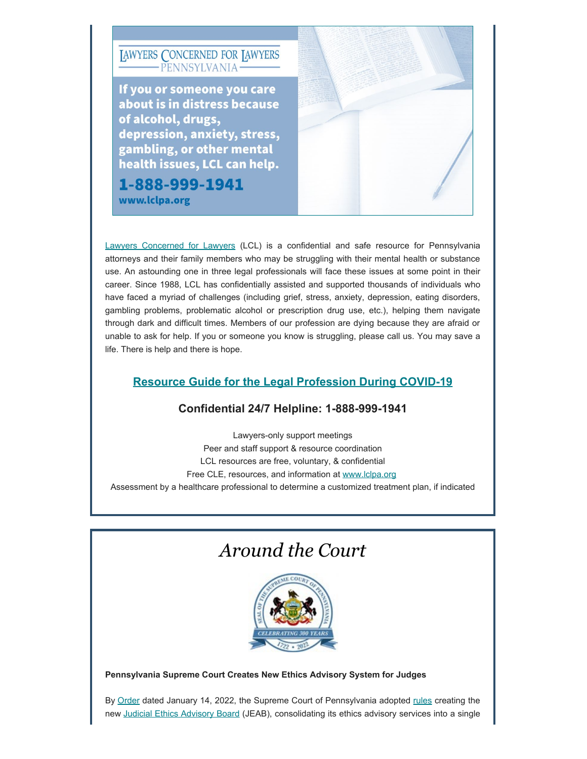LAWYERS CONCERNED FOR LAWYERS
PENNSYLVANIA

**If you or someone you care about is in distress because of alcohol, drugs, depression, anxiety, stress, gambling, or other mental health issues, LCL can help.**

**1-888-999-1941**

**www.lclpa.org**

Lawyers Concerned for Lawyers (LCL) is a confidential and safe resource for Pennsylvania attorneys and their family members who may be struggling with their mental health or substance use. An astounding one in three legal professionals will face these issues at some point in their career. Since 1988, LCL has confidentially assisted and supported thousands of individuals who have faced a myriad of challenges (including grief, stress, anxiety, depression, eating disorders, gambling problems, problematic alcohol or prescription drug use, etc.), helping them navigate through dark and difficult times. Members of our profession are dying because they are afraid or unable to ask for help. If you or someone you know is struggling, please call us. You may save a life. There is help and there is hope.

### Resource Guide for the Legal Profession During COVID-19

### Confidential 24/7 Helpline: 1-888-999-1941

Lawyers-only support meetings
Peer and staff support & resource coordination
LCL resources are free, voluntary, & confidential
Free CLE, resources, and information at www.lclpa.org
Assessment by a healthcare professional to determine a customized treatment plan, if indicated

# *Around the Court*

**Pennsylvania Supreme Court Creates New Ethics Advisory System for Judges**

By Order dated January 14, 2022, the Supreme Court of Pennsylvania adopted rules creating the new Judicial Ethics Advisory Board (JEAB), consolidating its ethics advisory services into a single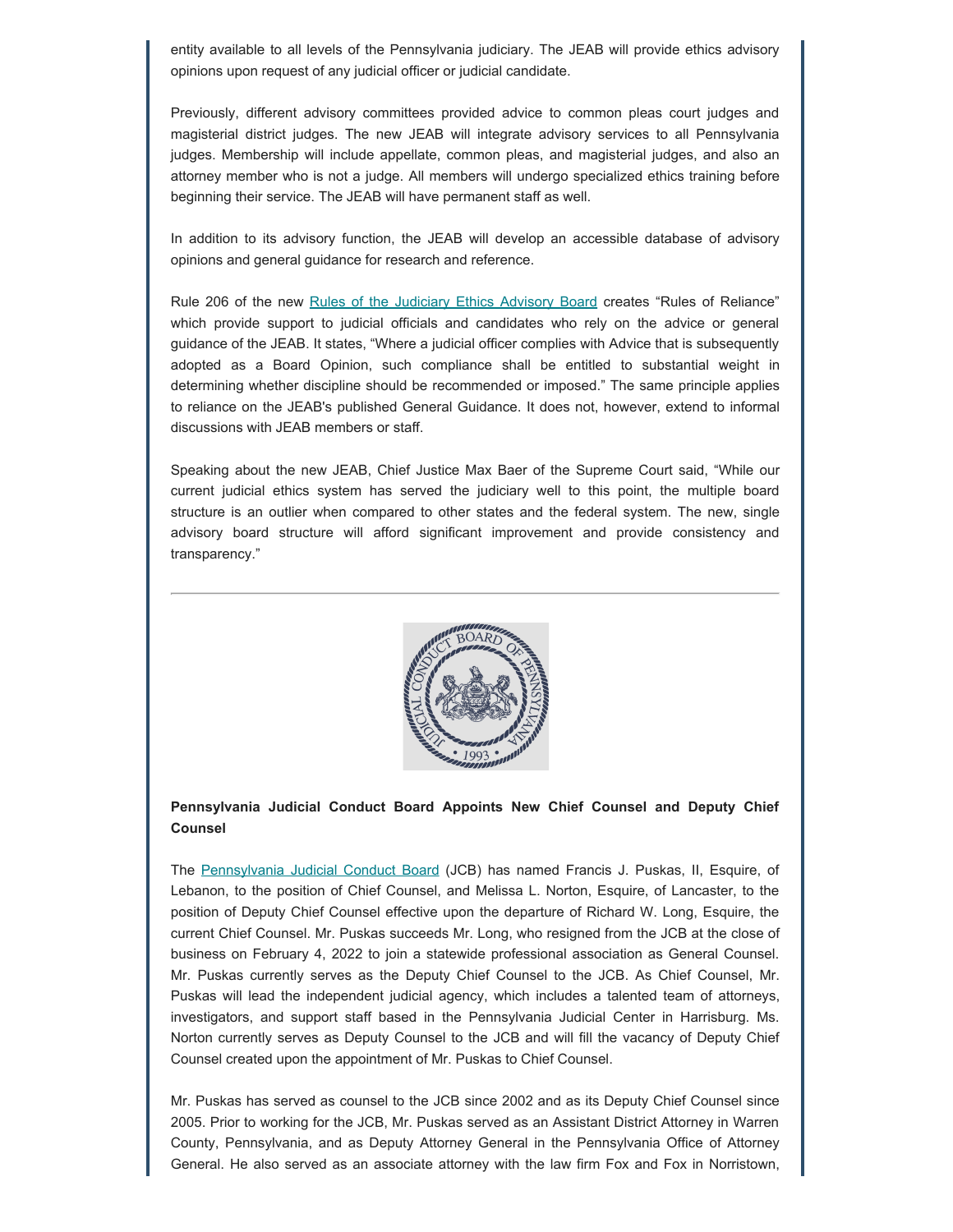entity available to all levels of the Pennsylvania judiciary. The JEAB will provide ethics advisory opinions upon request of any judicial officer or judicial candidate.

Previously, different advisory committees provided advice to common pleas court judges and magisterial district judges. The new JEAB will integrate advisory services to all Pennsylvania judges. Membership will include appellate, common pleas, and magisterial judges, and also an attorney member who is not a judge. All members will undergo specialized ethics training before beginning their service. The JEAB will have permanent staff as well.

In addition to its advisory function, the JEAB will develop an accessible database of advisory opinions and general guidance for research and reference.

Rule 206 of the new Rules of the Judiciary Ethics Advisory Board creates "Rules of Reliance" which provide support to judicial officials and candidates who rely on the advice or general guidance of the JEAB. It states, "Where a judicial officer complies with Advice that is subsequently adopted as a Board Opinion, such compliance shall be entitled to substantial weight in determining whether discipline should be recommended or imposed." The same principle applies to reliance on the JEAB's published General Guidance. It does not, however, extend to informal discussions with JEAB members or staff.

Speaking about the new JEAB, Chief Justice Max Baer of the Supreme Court said, "While our current judicial ethics system has served the judiciary well to this point, the multiple board structure is an outlier when compared to other states and the federal system. The new, single advisory board structure will afford significant improvement and provide consistency and transparency."

---

**Pennsylvania Judicial Conduct Board Appoints New Chief Counsel and Deputy Chief Counsel**

The Pennsylvania Judicial Conduct Board (JCB) has named Francis J. Puskas, II, Esquire, of Lebanon, to the position of Chief Counsel, and Melissa L. Norton, Esquire, of Lancaster, to the position of Deputy Chief Counsel effective upon the departure of Richard W. Long, Esquire, the current Chief Counsel. Mr. Puskas succeeds Mr. Long, who resigned from the JCB at the close of business on February 4, 2022 to join a statewide professional association as General Counsel. Mr. Puskas currently serves as the Deputy Chief Counsel to the JCB. As Chief Counsel, Mr. Puskas will lead the independent judicial agency, which includes a talented team of attorneys, investigators, and support staff based in the Pennsylvania Judicial Center in Harrisburg. Ms. Norton currently serves as Deputy Counsel to the JCB and will fill the vacancy of Deputy Chief Counsel created upon the appointment of Mr. Puskas to Chief Counsel.

Mr. Puskas has served as counsel to the JCB since 2002 and as its Deputy Chief Counsel since 2005. Prior to working for the JCB, Mr. Puskas served as an Assistant District Attorney in Warren County, Pennsylvania, and as Deputy Attorney General in the Pennsylvania Office of Attorney General. He also served as an associate attorney with the law firm Fox and Fox in Norristown,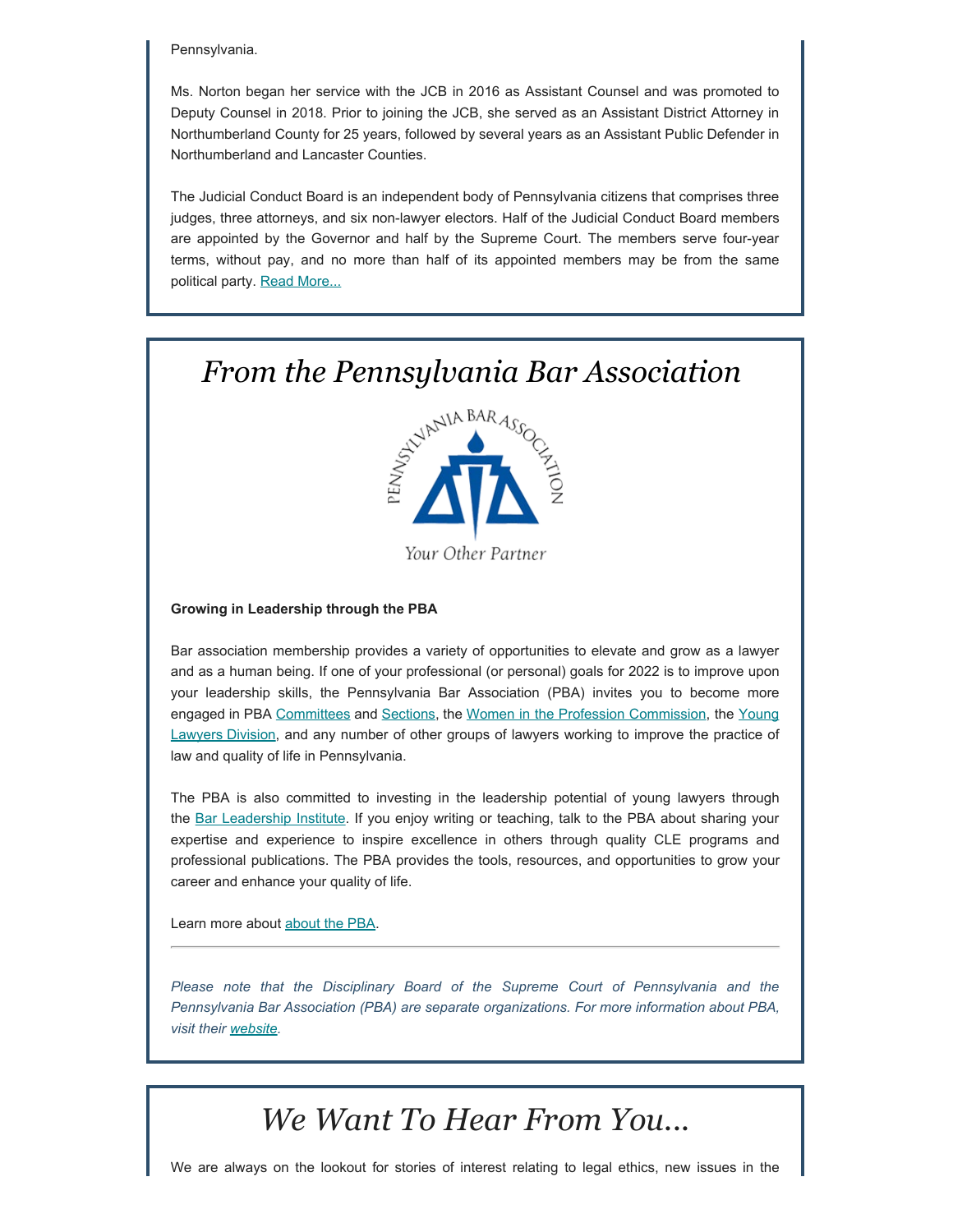Pennsylvania.

Ms. Norton began her service with the JCB in 2016 as Assistant Counsel and was promoted to Deputy Counsel in 2018. Prior to joining the JCB, she served as an Assistant District Attorney in Northumberland County for 25 years, followed by several years as an Assistant Public Defender in Northumberland and Lancaster Counties.

The Judicial Conduct Board is an independent body of Pennsylvania citizens that comprises three judges, three attorneys, and six non-lawyer electors. Half of the Judicial Conduct Board members are appointed by the Governor and half by the Supreme Court. The members serve four-year terms, without pay, and no more than half of its appointed members may be from the same political party. Read More...

# *From the Pennsylvania Bar Association*

**Growing in Leadership through the PBA**

Bar association membership provides a variety of opportunities to elevate and grow as a lawyer and as a human being. If one of your professional (or personal) goals for 2022 is to improve upon your leadership skills, the Pennsylvania Bar Association (PBA) invites you to become more engaged in PBA Committees and Sections, the Women in the Profession Commission, the Young Lawyers Division, and any number of other groups of lawyers working to improve the practice of law and quality of life in Pennsylvania.

The PBA is also committed to investing in the leadership potential of young lawyers through the Bar Leadership Institute. If you enjoy writing or teaching, talk to the PBA about sharing your expertise and experience to inspire excellence in others through quality CLE programs and professional publications. The PBA provides the tools, resources, and opportunities to grow your career and enhance your quality of life.

Learn more about about the PBA.

---

*Please note that the Disciplinary Board of the Supreme Court of Pennsylvania and the Pennsylvania Bar Association (PBA) are separate organizations. For more information about PBA, visit their website.*

# *We Want To Hear From You...*

We are always on the lookout for stories of interest relating to legal ethics, new issues in the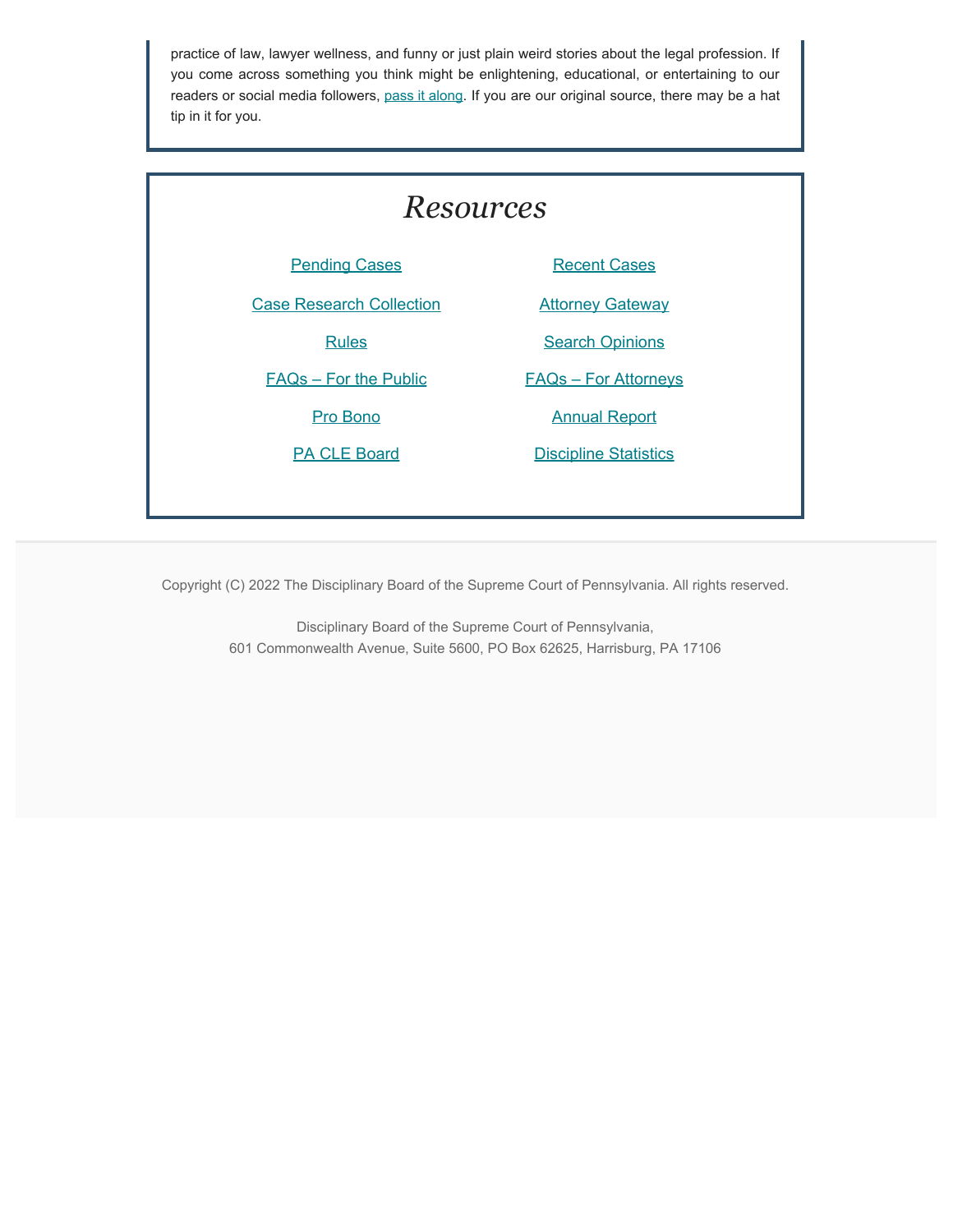practice of law, lawyer wellness, and funny or just plain weird stories about the legal profession. If you come across something you think might be enlightening, educational, or entertaining to our readers or social media followers, pass it along. If you are our original source, there may be a hat tip in it for you.

# *Resources*

Pending Cases

Recent Cases

Case Research Collection

Attorney Gateway

Rules

Search Opinions

FAQs – For the Public

FAQs – For Attorneys

Pro Bono

Annual Report

PA CLE Board

Discipline Statistics

Copyright (C) 2022 The Disciplinary Board of the Supreme Court of Pennsylvania. All rights reserved.

Disciplinary Board of the Supreme Court of Pennsylvania,
601 Commonwealth Avenue, Suite 5600, PO Box 62625, Harrisburg, PA 17106